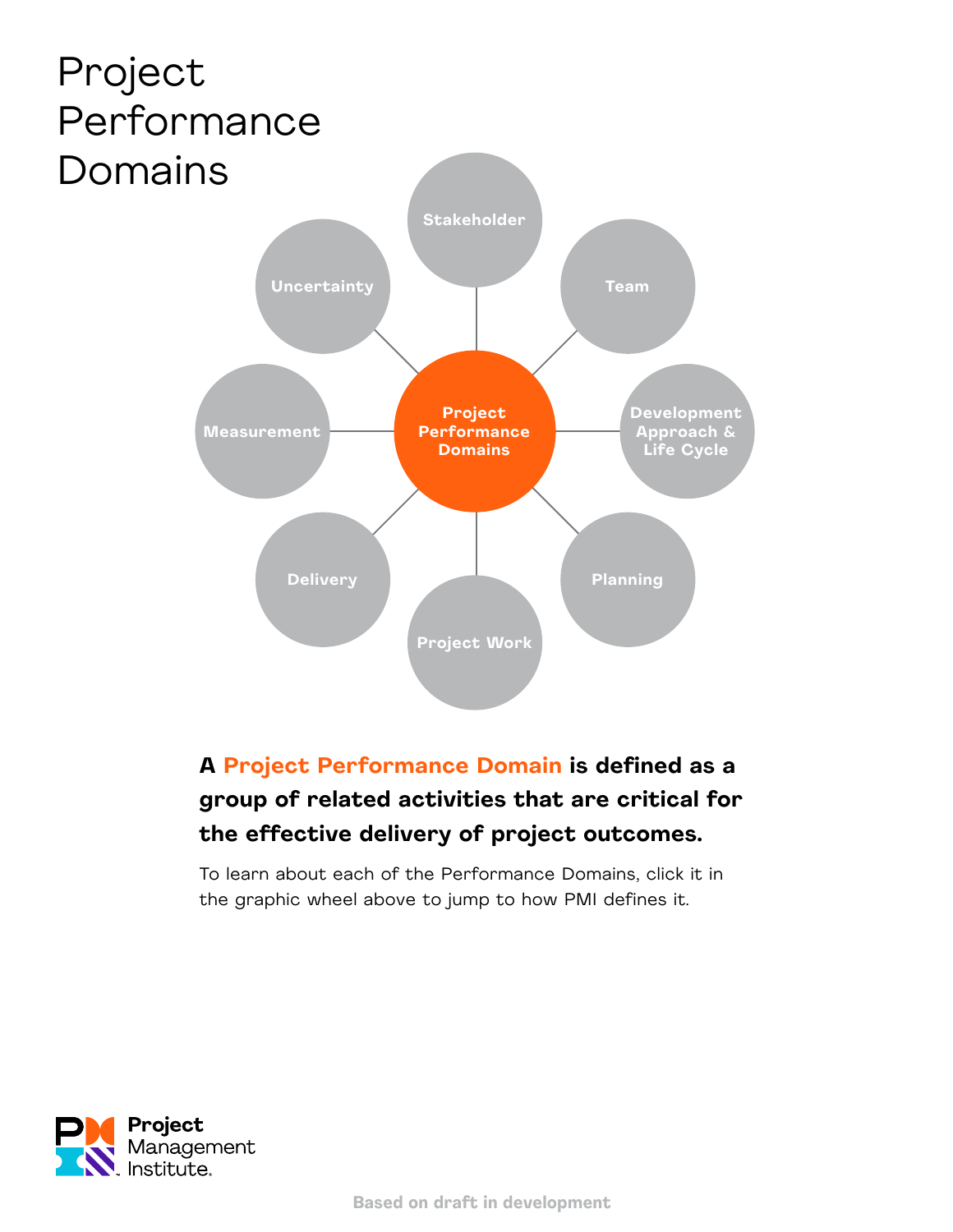# Project Performance Domains

Stakeholder

Team

Development Approach & Life Cycle

Planning

Project Work

Delivery

Measurement

Uncertainty

Project Performance Domains

**A Project Performance Domain is defined as a group of related activities that are critical for the effective delivery of project outcomes.**

To learn about each of the Performance Domains, click it in the graphic wheel above to jump to how PMI defines it.

Project Management Institute.

Based on draft in development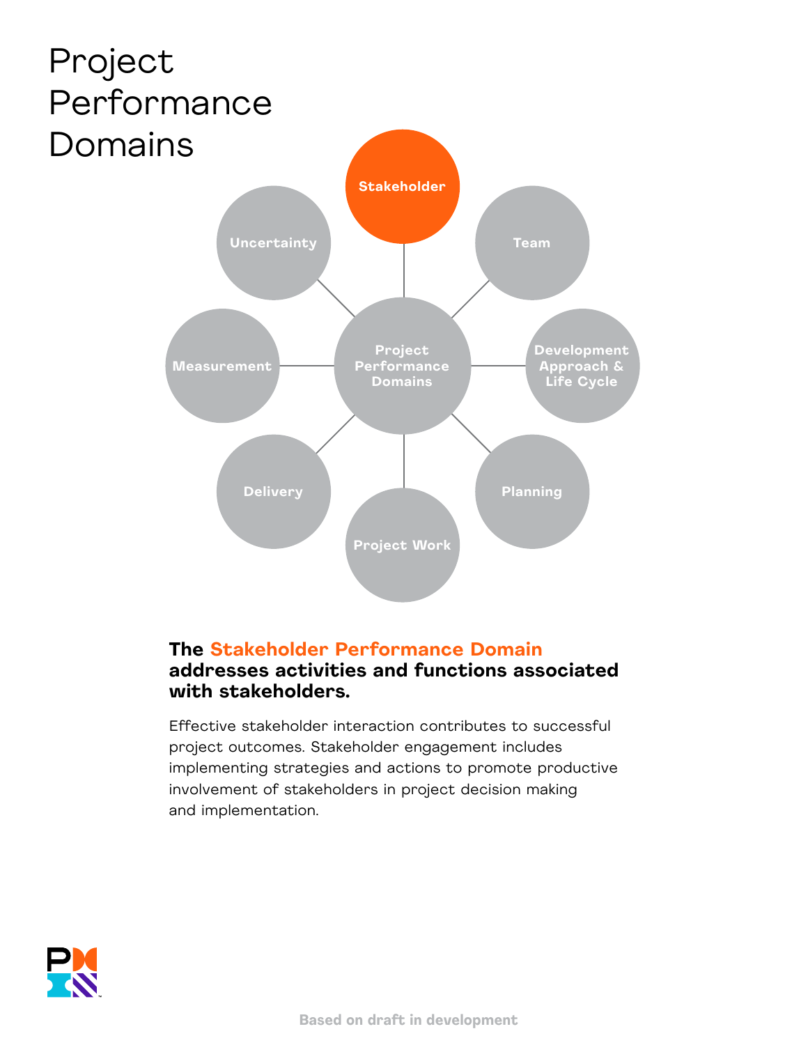# Project Performance Domains

Stakeholder

Team

Development Approach & Life Cycle

Planning

Project Work

Delivery

Measurement

Uncertainty

Project Performance Domains

**The Stakeholder Performance Domain addresses activities and functions associated with stakeholders.**

Effective stakeholder interaction contributes to successful project outcomes. Stakeholder engagement includes implementing strategies and actions to promote productive involvement of stakeholders in project decision making and implementation.

Based on draft in development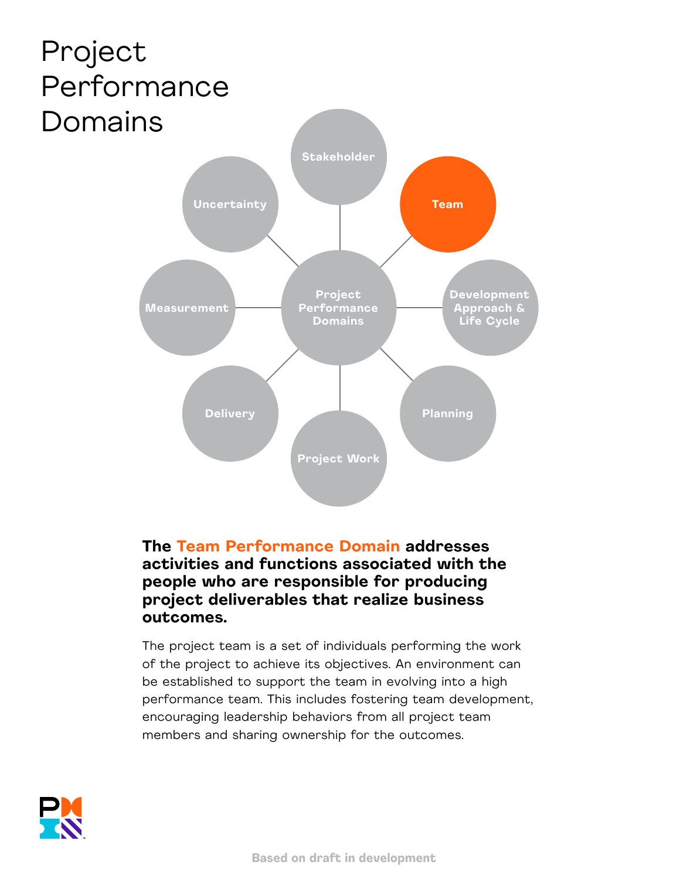# Project Performance Domains

- Stakeholder
- Team
- Development Approach & Life Cycle
- Planning
- Project Work
- Delivery
- Measurement
- Uncertainty

**The Team Performance Domain addresses activities and functions associated with the people who are responsible for producing project deliverables that realize business outcomes.**

The project team is a set of individuals performing the work of the project to achieve its objectives. An environment can be established to support the team in evolving into a high performance team. This includes fostering team development, encouraging leadership behaviors from all project team members and sharing ownership for the outcomes.

Based on draft in development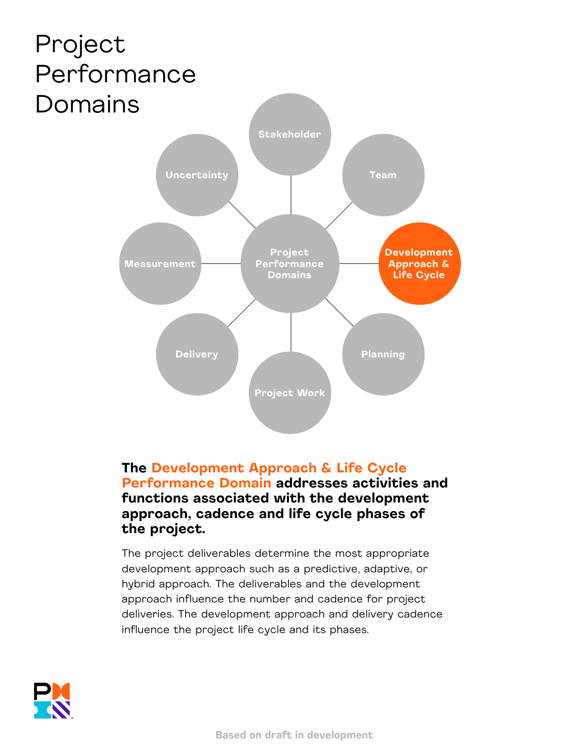# Project Performance Domains

Stakeholder

Team

Development Approach & Life Cycle

Planning

Project Work

Delivery

Measurement

Uncertainty

Project Performance Domains

**The Development Approach & Life Cycle Performance Domain addresses activities and functions associated with the development approach, cadence and life cycle phases of the project.**

The project deliverables determine the most appropriate development approach such as a predictive, adaptive, or hybrid approach. The deliverables and the development approach influence the number and cadence for project deliveries. The development approach and delivery cadence influence the project life cycle and its phases.

Based on draft in development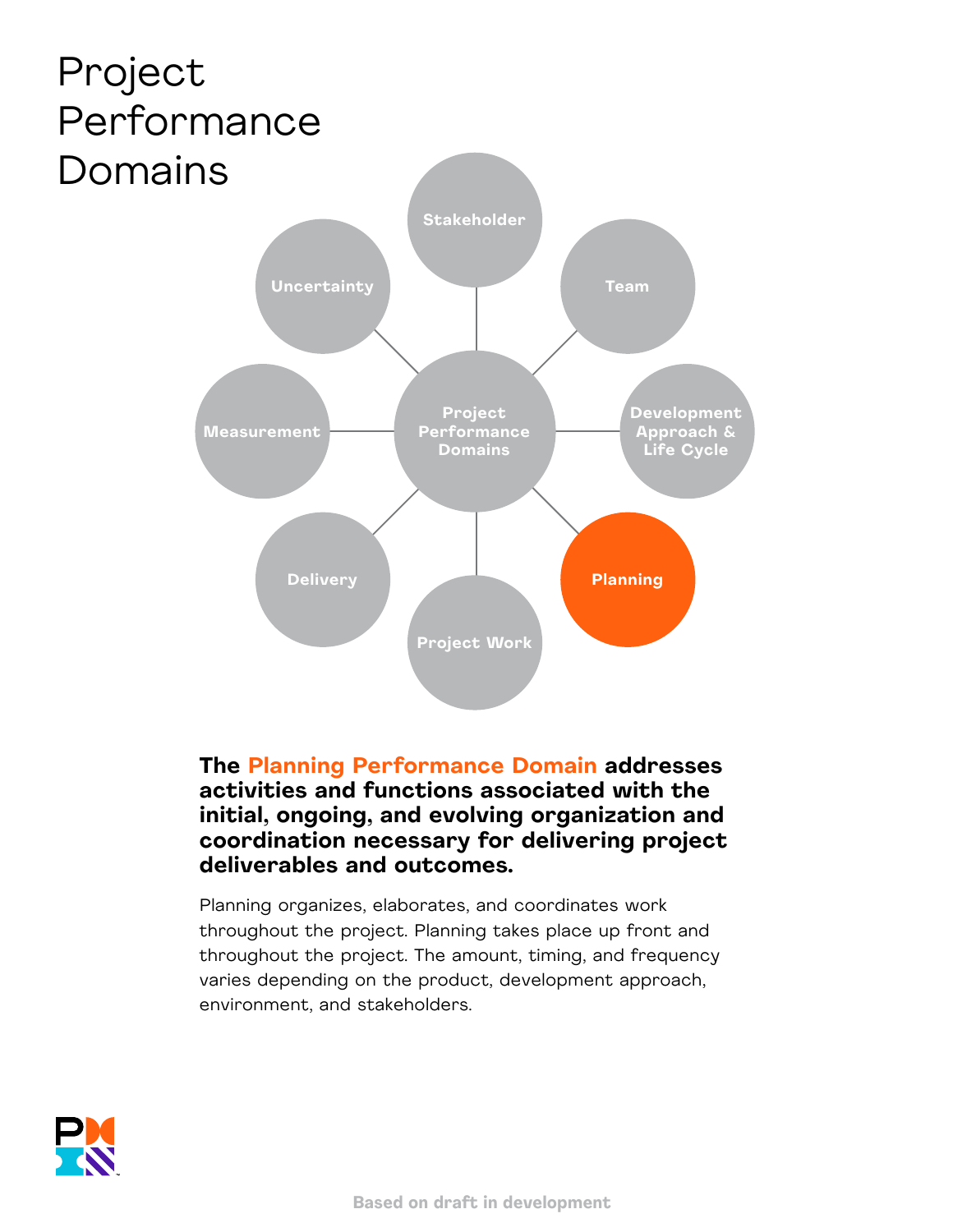# Project Performance Domains

Stakeholder

Team

Development Approach & Life Cycle

Planning

Project Work

Delivery

Measurement

Uncertainty

Project Performance Domains

**The Planning Performance Domain addresses activities and functions associated with the initial, ongoing, and evolving organization and coordination necessary for delivering project deliverables and outcomes.**

Planning organizes, elaborates, and coordinates work throughout the project. Planning takes place up front and throughout the project. The amount, timing, and frequency varies depending on the product, development approach, environment, and stakeholders.

Based on draft in development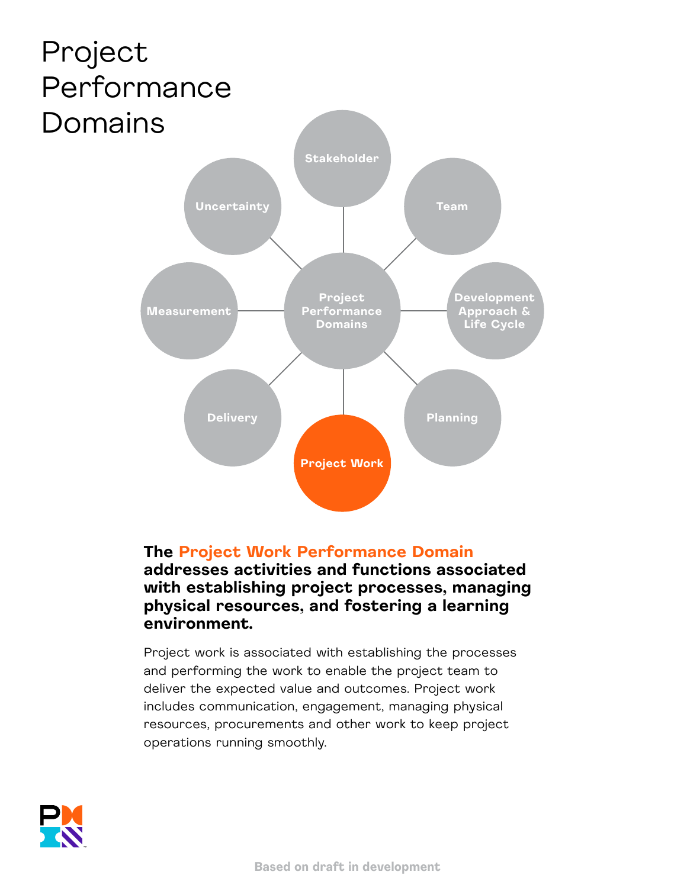# Project Performance Domains

Stakeholder

Team

Development Approach & Life Cycle

Planning

Project Work

Delivery

Measurement

Uncertainty

Project Performance Domains

**The Project Work Performance Domain addresses activities and functions associated with establishing project processes, managing physical resources, and fostering a learning environment.**

Project work is associated with establishing the processes and performing the work to enable the project team to deliver the expected value and outcomes. Project work includes communication, engagement, managing physical resources, procurements and other work to keep project operations running smoothly.

Based on draft in development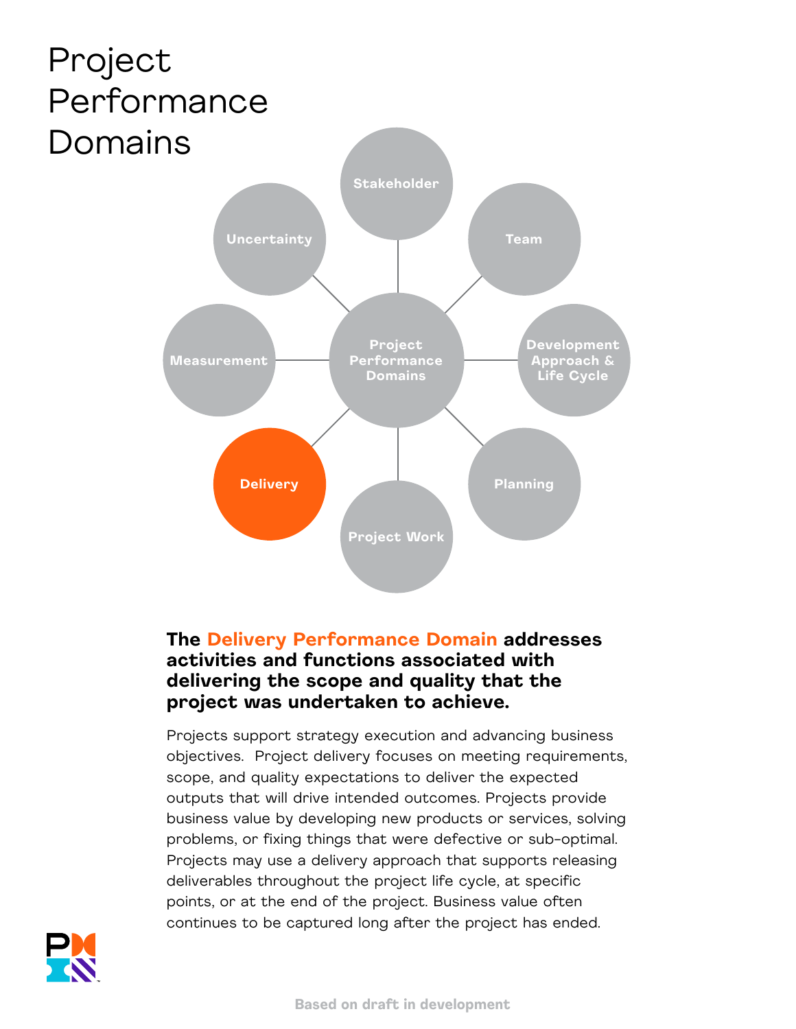# Project Performance Domains

Stakeholder

Team

Development Approach & Life Cycle

Planning

Project Work

Delivery

Measurement

Uncertainty

Project Performance Domains

**The Delivery Performance Domain addresses activities and functions associated with delivering the scope and quality that the project was undertaken to achieve.**

Projects support strategy execution and advancing business objectives. Project delivery focuses on meeting requirements, scope, and quality expectations to deliver the expected outputs that will drive intended outcomes. Projects provide business value by developing new products or services, solving problems, or fixing things that were defective or sub-optimal. Projects may use a delivery approach that supports releasing deliverables throughout the project life cycle, at specific points, or at the end of the project. Business value often continues to be captured long after the project has ended.

Based on draft in development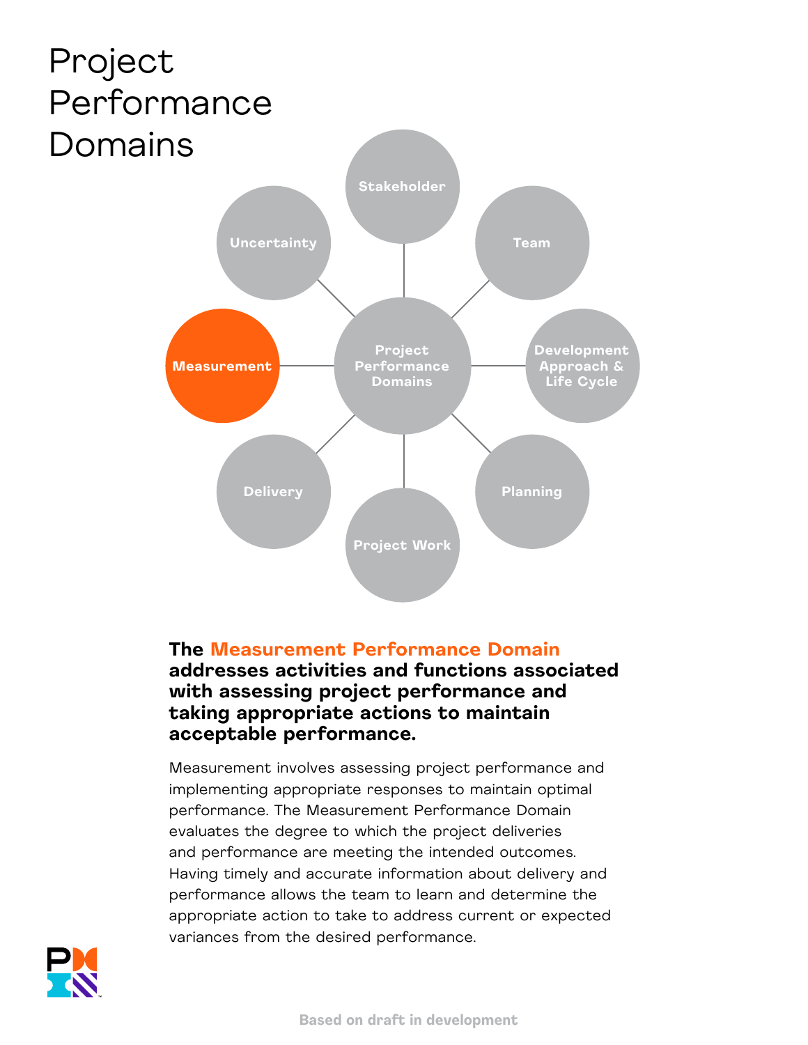# Project Performance Domains

Stakeholder

Team

Development Approach & Life Cycle

Planning

Project Work

Delivery

Measurement

Uncertainty

Project Performance Domains

**The Measurement Performance Domain addresses activities and functions associated with assessing project performance and taking appropriate actions to maintain acceptable performance.**

Measurement involves assessing project performance and implementing appropriate responses to maintain optimal performance. The Measurement Performance Domain evaluates the degree to which the project deliveries and performance are meeting the intended outcomes. Having timely and accurate information about delivery and performance allows the team to learn and determine the appropriate action to take to address current or expected variances from the desired performance.

Based on draft in development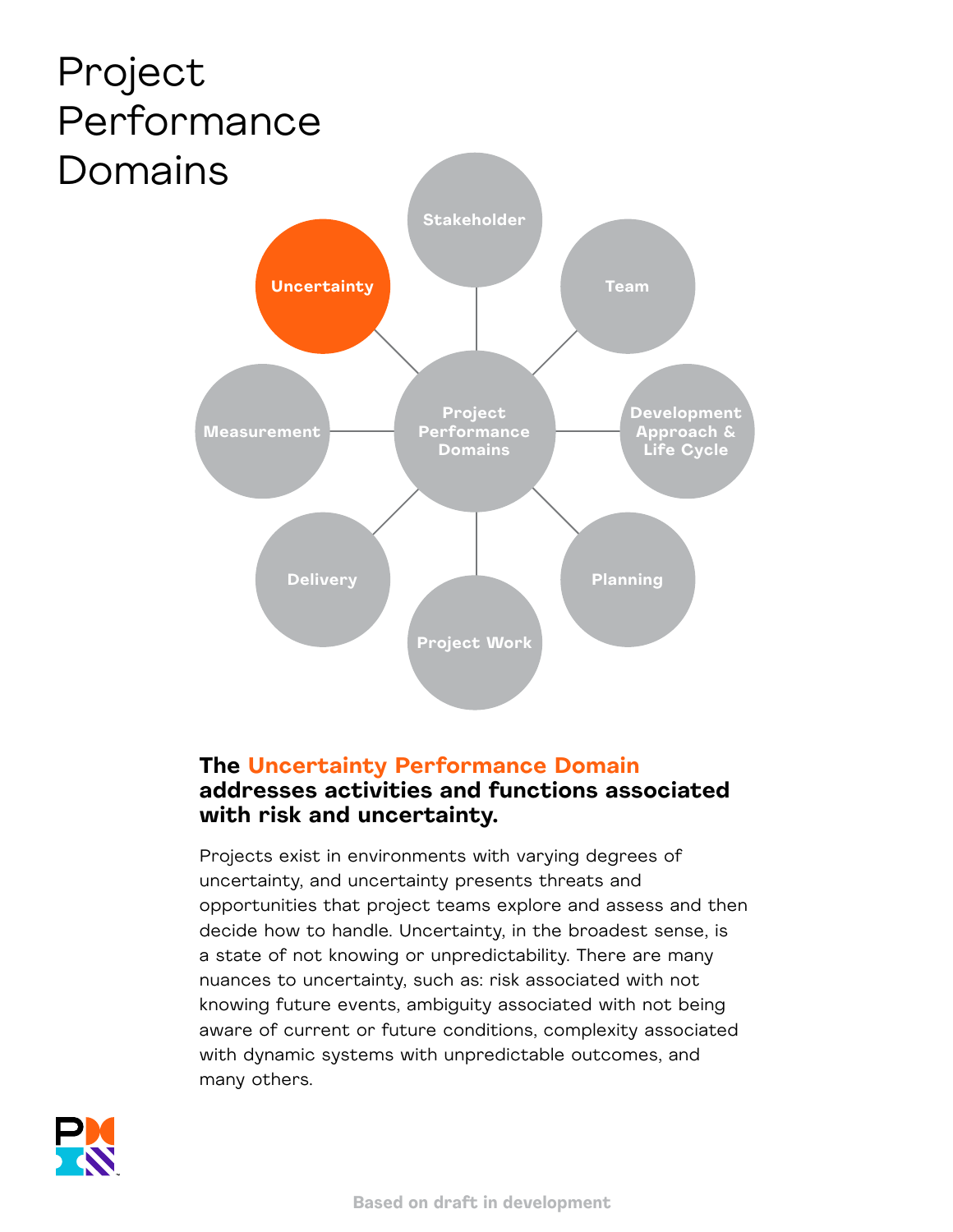# Project Performance Domains

Stakeholder

Team

Development Approach & Life Cycle

Planning

Project Work

Delivery

Measurement

Uncertainty

Project Performance Domains

**The Uncertainty Performance Domain addresses activities and functions associated with risk and uncertainty.**

Projects exist in environments with varying degrees of uncertainty, and uncertainty presents threats and opportunities that project teams explore and assess and then decide how to handle. Uncertainty, in the broadest sense, is a state of not knowing or unpredictability. There are many nuances to uncertainty, such as: risk associated with not knowing future events, ambiguity associated with not being aware of current or future conditions, complexity associated with dynamic systems with unpredictable outcomes, and many others.

Based on draft in development